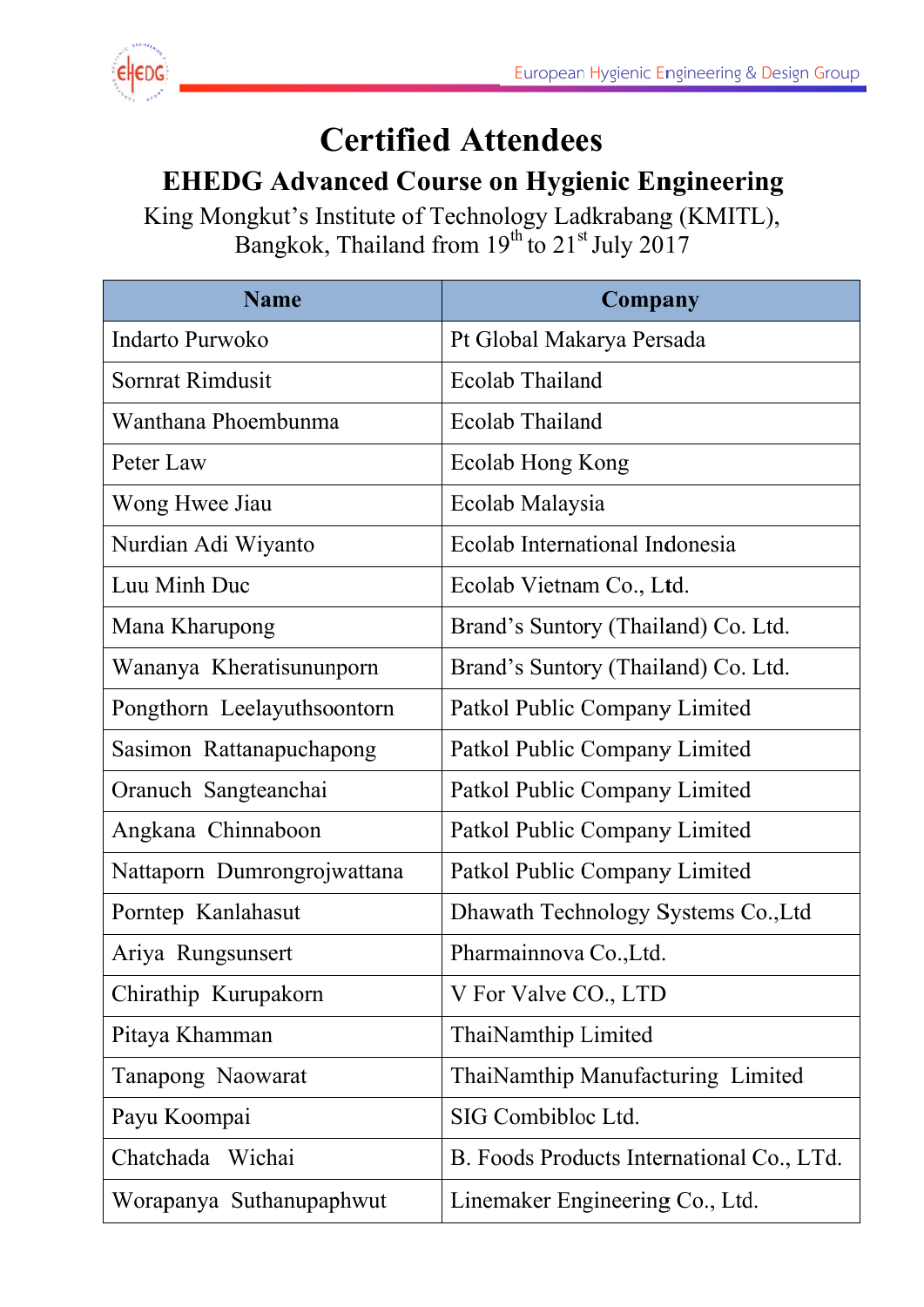# Certified Attendees

## EHEDG Advanced Course on Hygienic Engineering

King Mongkut's Institute of Technology Ladkrabang (KMITL),
Bangkok, Thailand from 19th to 21st July 2017

| Name | Company |
|---|---|
| Indarto Purwoko | Pt Global Makarya Persada |
| Sornrat Rimdusit | Ecolab Thailand |
| Wanthana Phoembunma | Ecolab Thailand |
| Peter Law | Ecolab Hong Kong |
| Wong Hwee Jiau | Ecolab Malaysia |
| Nurdian Adi Wiyanto | Ecolab International Indonesia |
| Luu Minh Duc | Ecolab Vietnam Co., Ltd. |
| Mana Kharupong | Brand's Suntory (Thailand) Co. Ltd. |
| Wananya Kheratisununporn | Brand's Suntory (Thailand) Co. Ltd. |
| Pongthorn Leelayuthsoontorn | Patkol Public Company Limited |
| Sasimon Rattanapuchapong | Patkol Public Company Limited |
| Oranuch Sangteanchai | Patkol Public Company Limited |
| Angkana Chinnaboon | Patkol Public Company Limited |
| Nattaporn Dumrongrojwattana | Patkol Public Company Limited |
| Porntep Kanlahasut | Dhawath Technology Systems Co.,Ltd |
| Ariya Rungsunsert | Pharmainnova Co.,Ltd. |
| Chirathip Kurupakorn | V For Valve CO., LTD |
| Pitaya Khamman | ThaiNamthip Limited |
| Tanapong Naowarat | ThaiNamthip Manufacturing Limited |
| Payu Koompai | SIG Combibloc Ltd. |
| Chatchada Wichai | B. Foods Products International Co., LTd. |
| Worapanya Suthanupaphwut | Linemaker Engineering Co., Ltd. |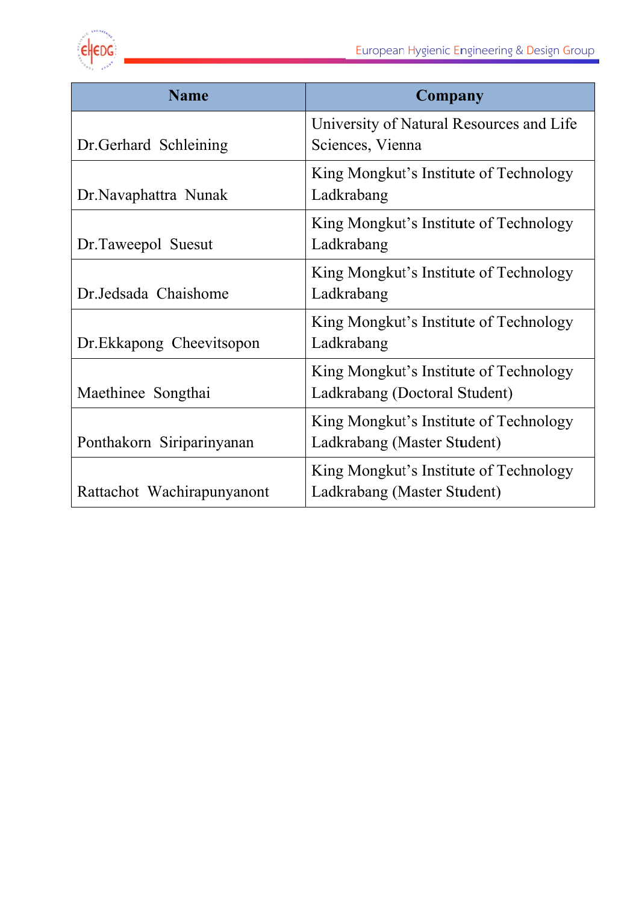| Name | Company |
|---|---|
| Dr.Gerhard Schleining | University of Natural Resources and Life Sciences, Vienna |
| Dr.Navaphattra Nunak | King Mongkut's Institute of Technology Ladkrabang |
| Dr.Taweepol Suesut | King Mongkut's Institute of Technology Ladkrabang |
| Dr.Jedsada Chaishome | King Mongkut's Institute of Technology Ladkrabang |
| Dr.Ekkapong Cheevitsopon | King Mongkut's Institute of Technology Ladkrabang |
| Maethinee Songthai | King Mongkut's Institute of Technology Ladkrabang (Doctoral Student) |
| Ponthakorn Siriparinyanan | King Mongkut's Institute of Technology Ladkrabang (Master Student) |
| Rattachot Wachirapunyanont | King Mongkut's Institute of Technology Ladkrabang (Master Student) |